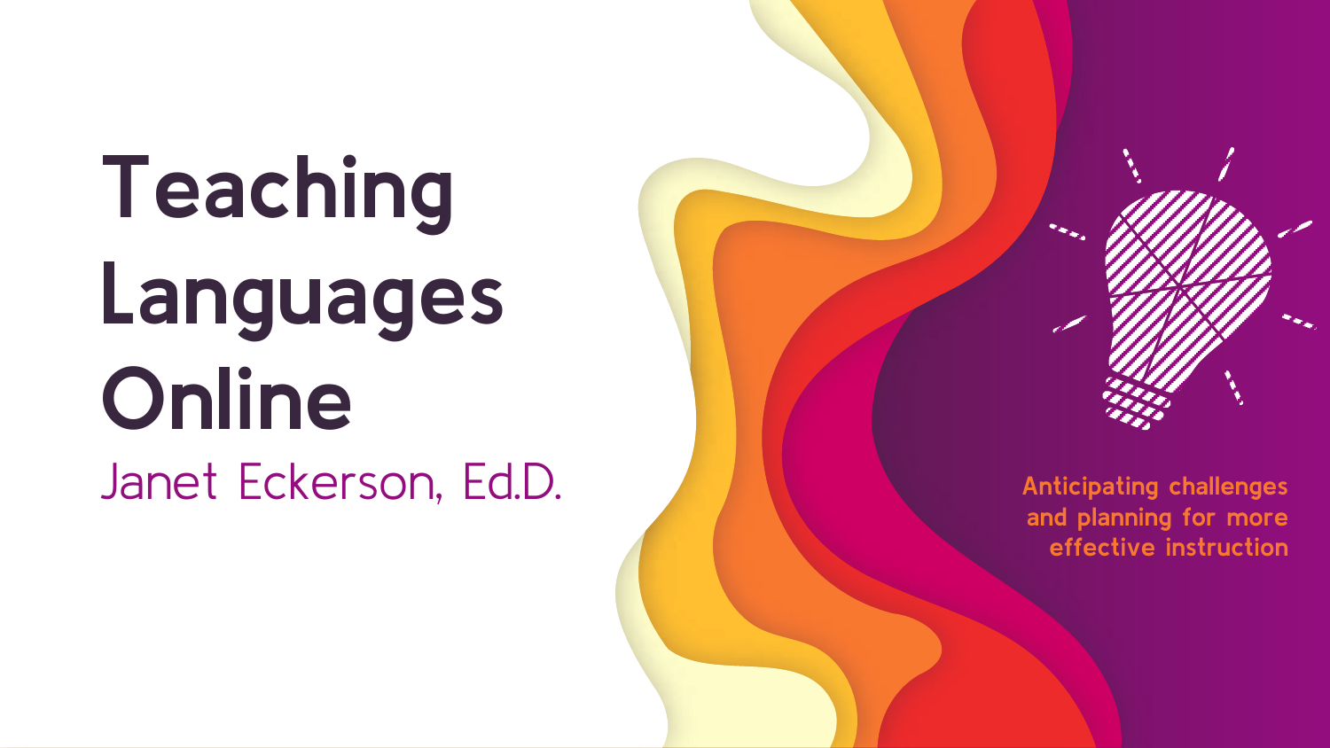# Teaching Languages Online

Janet Eckerson, Ed.D.

Anticipating challenges and planning for more effective instruction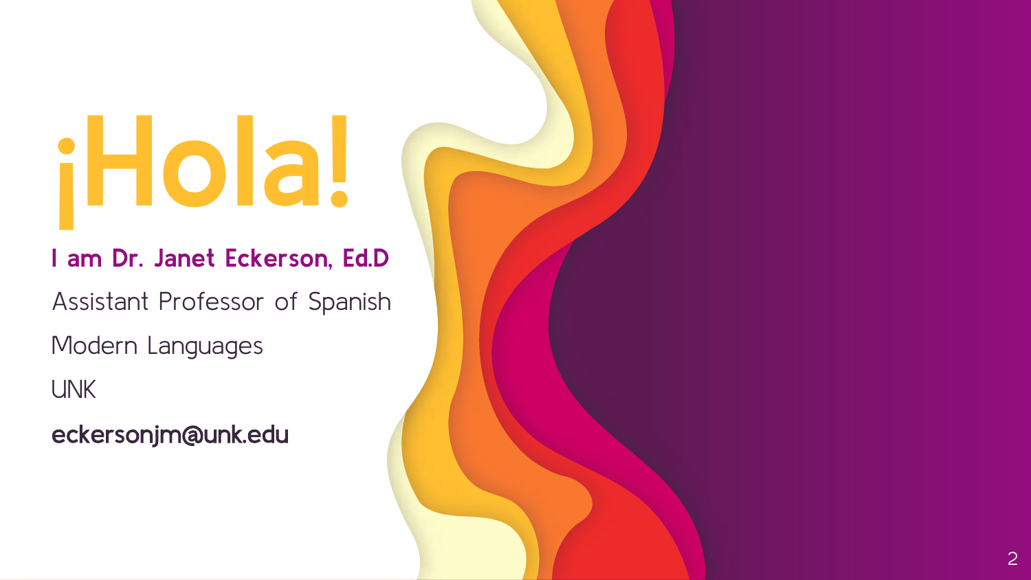# ¡Hola!

**I am Dr. Janet Eckerson, Ed.D**

Assistant Professor of Spanish

Modern Languages

UNK

eckersonjm@unk.edu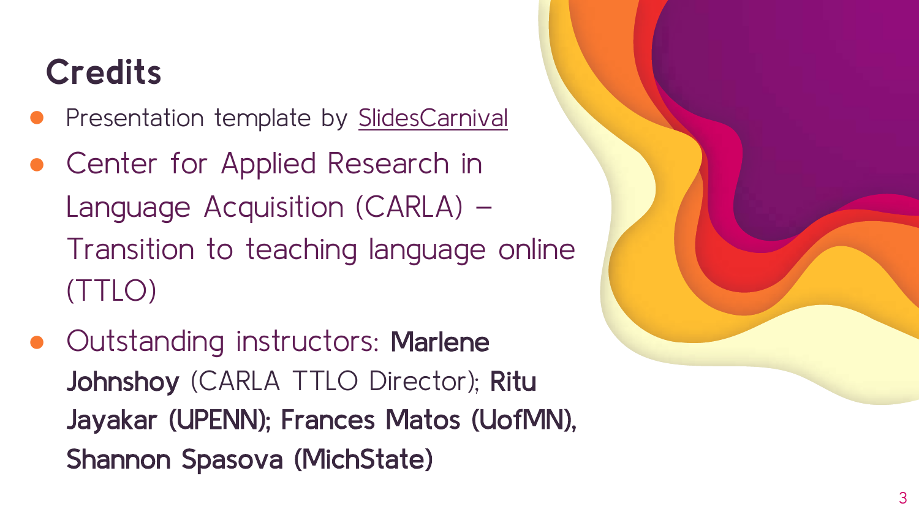# Credits

- Presentation template by SlidesCarnival
- Center for Applied Research in Language Acquisition (CARLA) – Transition to teaching language online (TTLO)
- Outstanding instructors: **Marlene Johnshoy** (CARLA TTLO Director); **Ritu Jayakar (UPENN); Frances Matos (UofMN), Shannon Spasova (MichState)**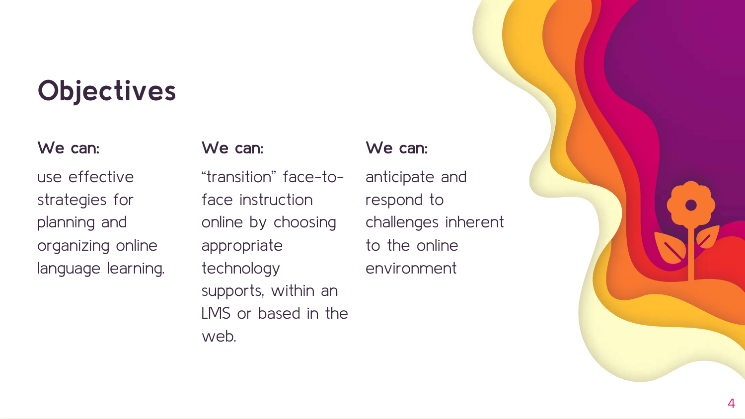# Objectives

**We can:**

use effective strategies for planning and organizing online language learning.

**We can:**

“transition” face-to-face instruction online by choosing appropriate technology supports, within an LMS or based in the web.

**We can:**

anticipate and respond to challenges inherent to the online environment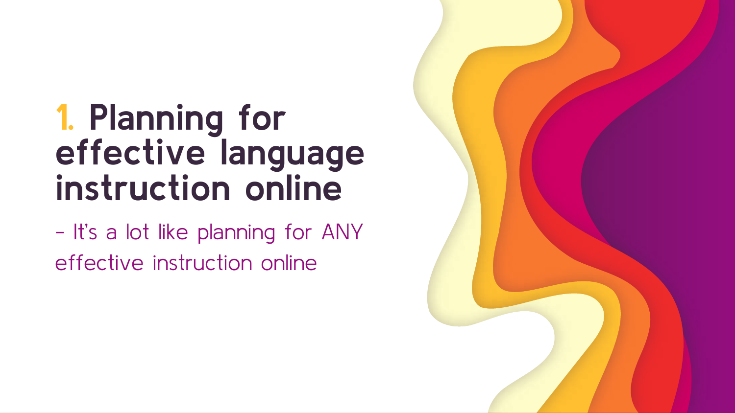# 1. Planning for effective language instruction online

- It's a lot like planning for ANY effective instruction online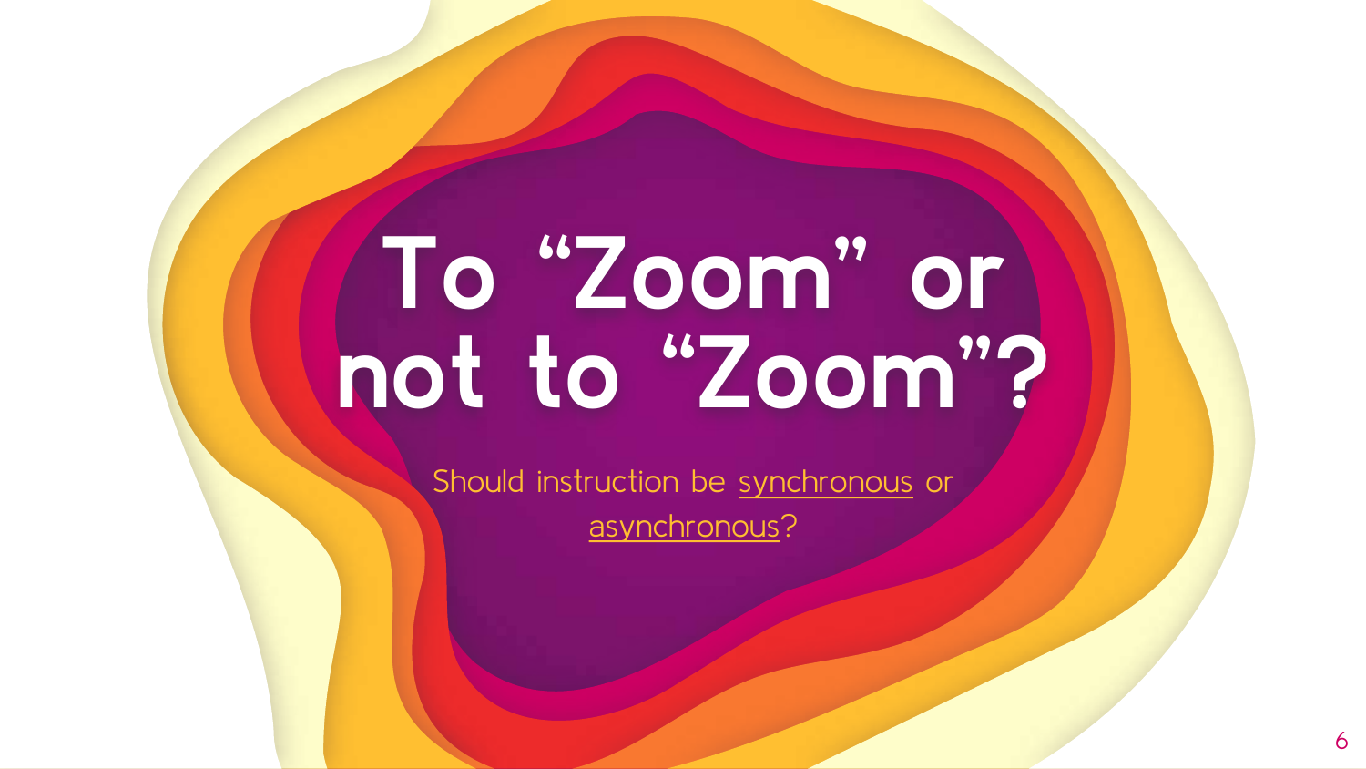# To “Zoom” or not to “Zoom”?

Should instruction be synchronous or asynchronous?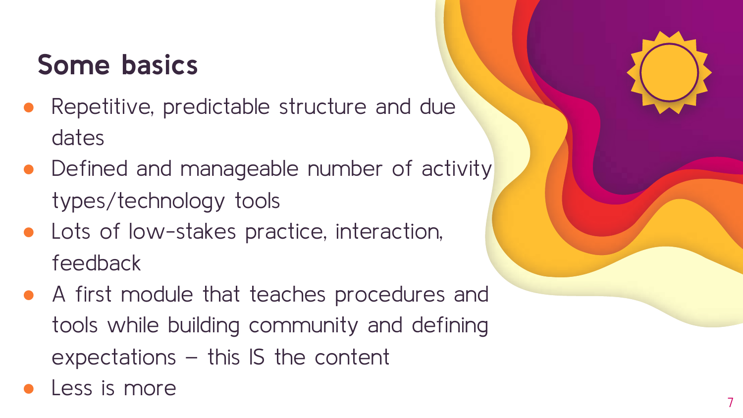# Some basics

- Repetitive, predictable structure and due dates
- Defined and manageable number of activity types/technology tools
- Lots of low-stakes practice, interaction, feedback
- A first module that teaches procedures and tools while building community and defining expectations – this IS the content
- Less is more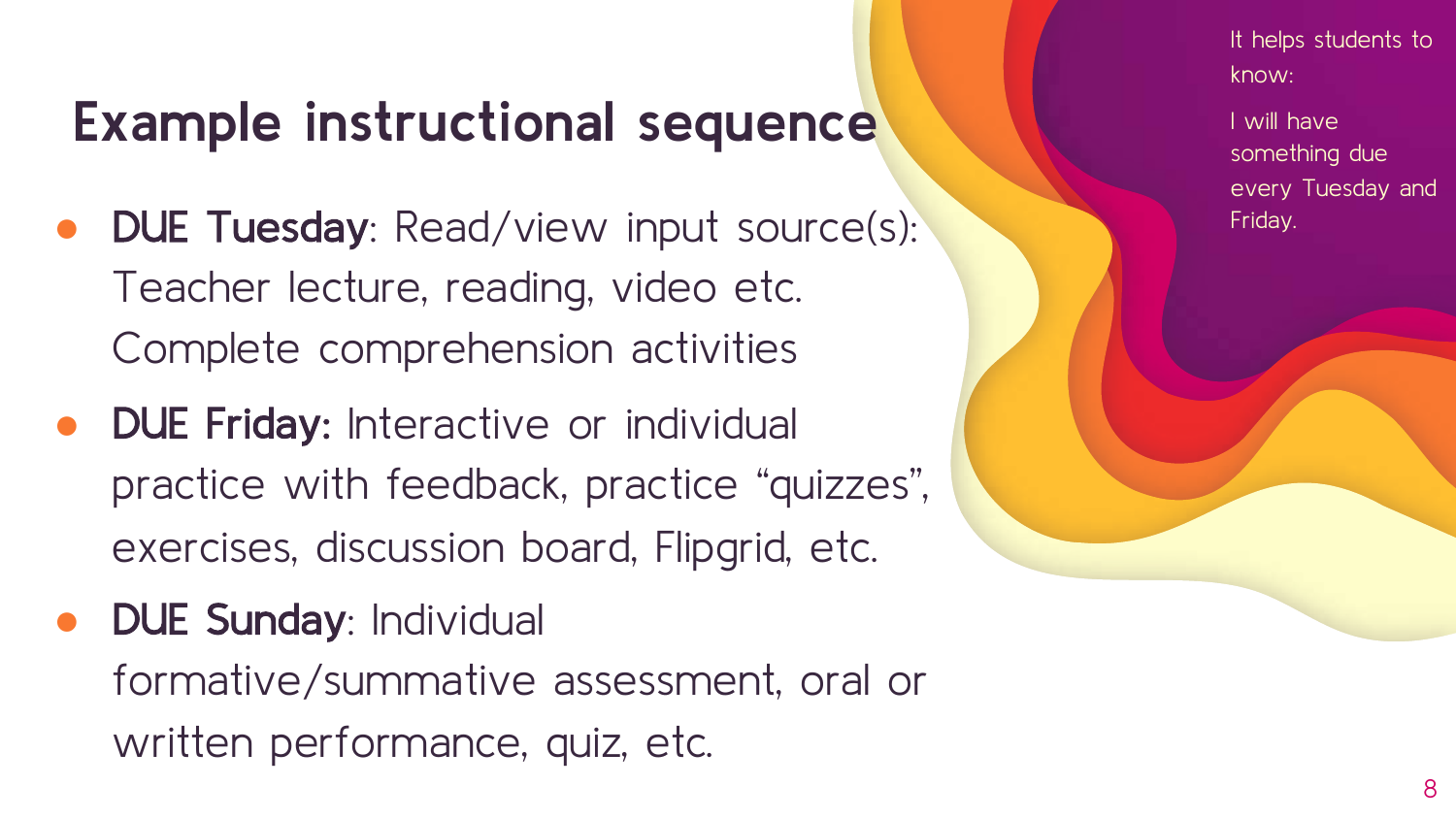## Example instructional sequence

- **DUE Tuesday**: Read/view input source(s): Teacher lecture, reading, video etc. Complete comprehension activities
- **DUE Friday:** Interactive or individual practice with feedback, practice "quizzes", exercises, discussion board, Flipgrid, etc.
- **DUE Sunday**: Individual formative/summative assessment, oral or written performance, quiz, etc.

It helps students to know:

I will have something due every Tuesday and Friday.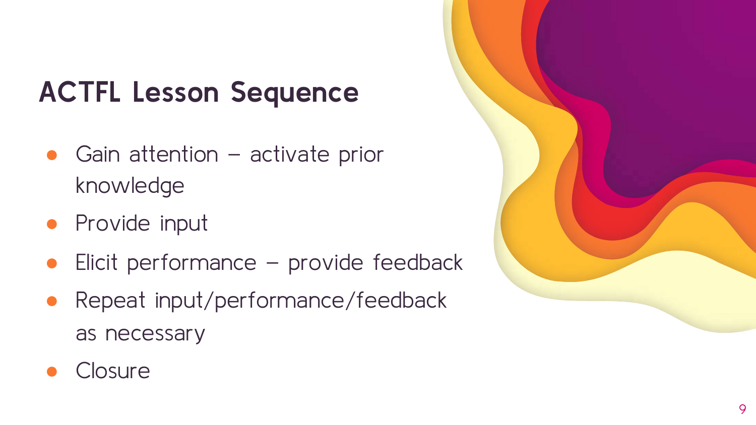# ACTFL Lesson Sequence

- Gain attention – activate prior knowledge
- Provide input
- Elicit performance – provide feedback
- Repeat input/performance/feedback as necessary
- Closure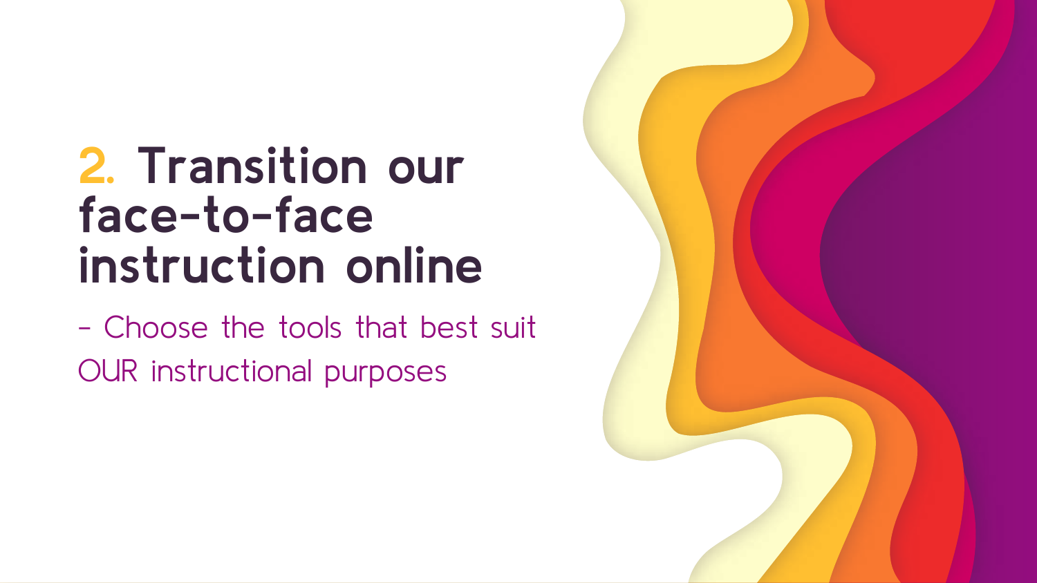# 2. Transition our face-to-face instruction online

- Choose the tools that best suit OUR instructional purposes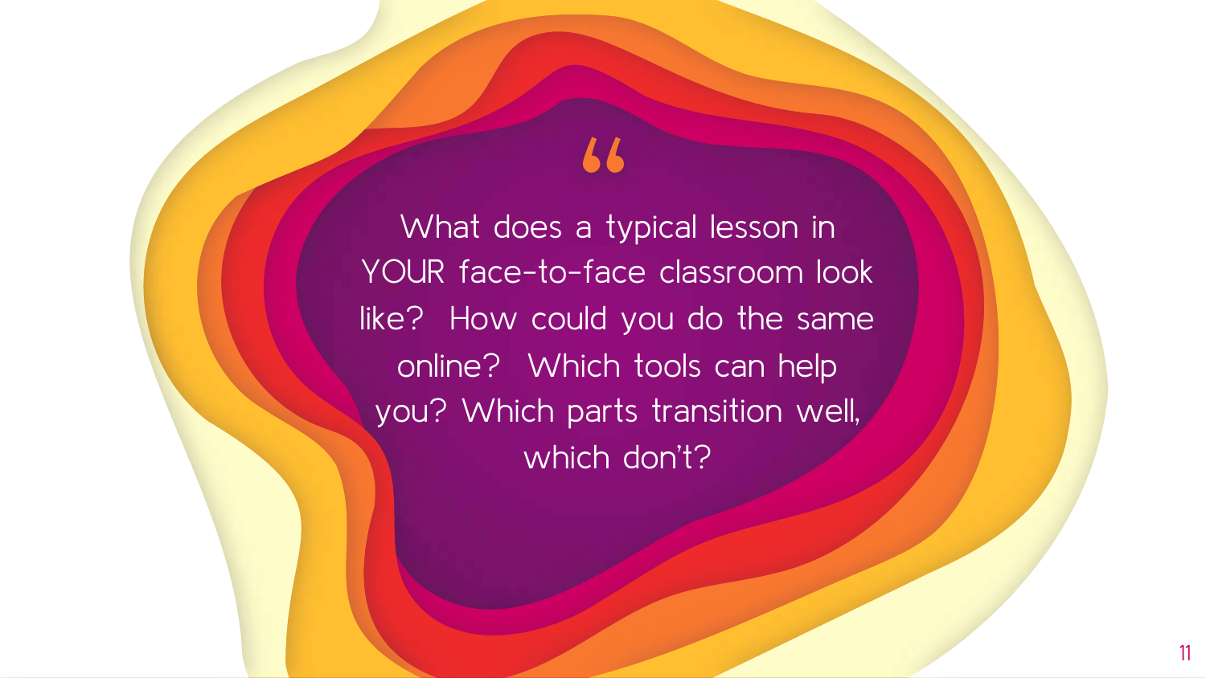> What does a typical lesson in YOUR face-to-face classroom look like? How could you do the same online? Which tools can help you? Which parts transition well, which don't?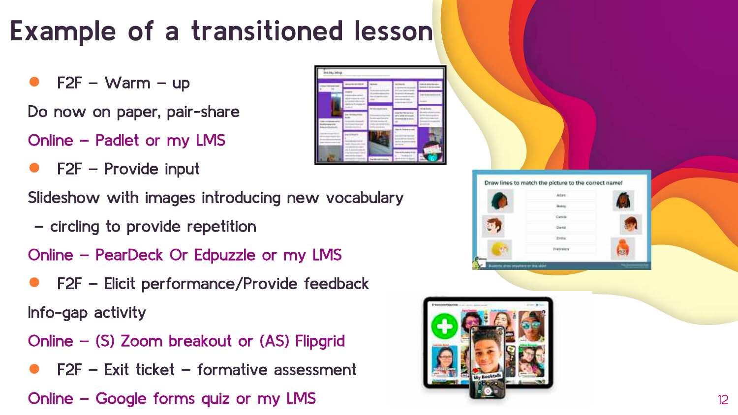# Example of a transitioned lesson

- F2F – Warm – up

Do now on paper, pair-share

Online – Padlet or my LMS

- F2F – Provide input

Slideshow with images introducing new vocabulary

– circling to provide repetition

Online – PearDeck Or Edpuzzle or my LMS

- F2F – Elicit performance/Provide feedback

Info-gap activity

Online – (S) Zoom breakout or (AS) Flipgrid

- F2F – Exit ticket – formative assessment

Online – Google forms quiz or my LMS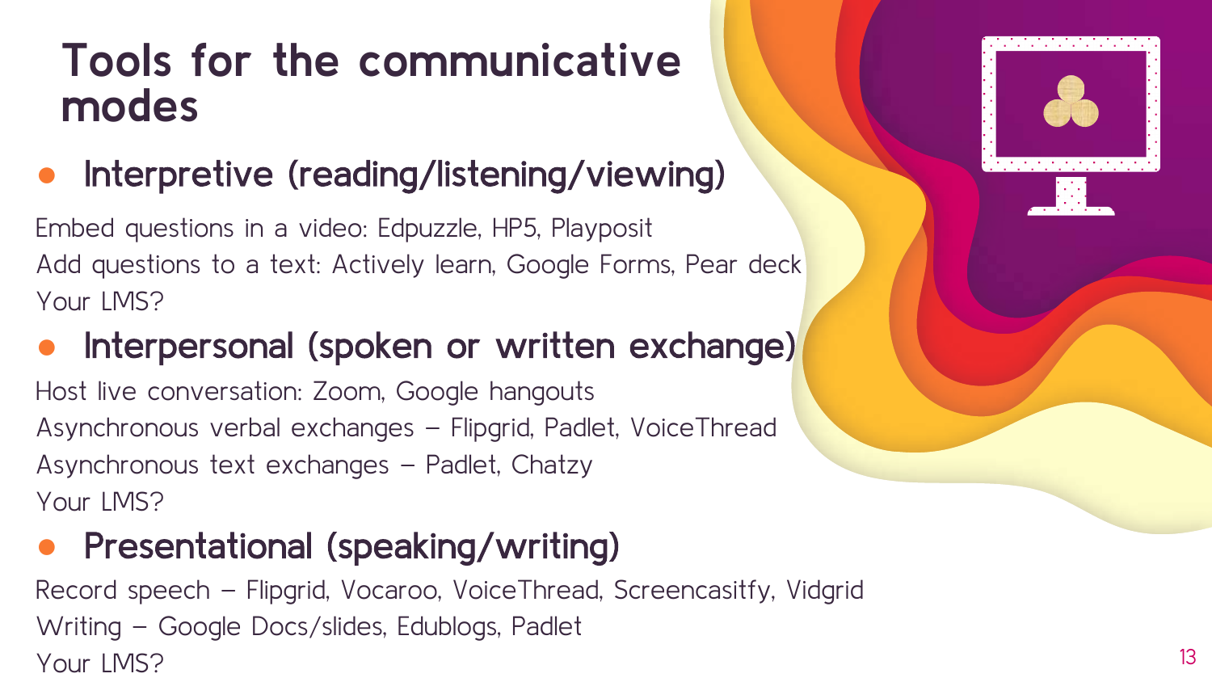# Tools for the communicative modes

- **Interpretive (reading/listening/viewing)**

Embed questions in a video: Edpuzzle, HP5, Playposit
Add questions to a text: Actively learn, Google Forms, Pear deck
Your LMS?

- **Interpersonal (spoken or written exchange)**

Host live conversation: Zoom, Google hangouts
Asynchronous verbal exchanges – Flipgrid, Padlet, VoiceThread
Asynchronous text exchanges – Padlet, Chatzy
Your LMS?

- **Presentational (speaking/writing)**

Record speech – Flipgrid, Vocaroo, VoiceThread, Screencasitfy, Vidgrid
Writing – Google Docs/slides, Edublogs, Padlet
Your LMS?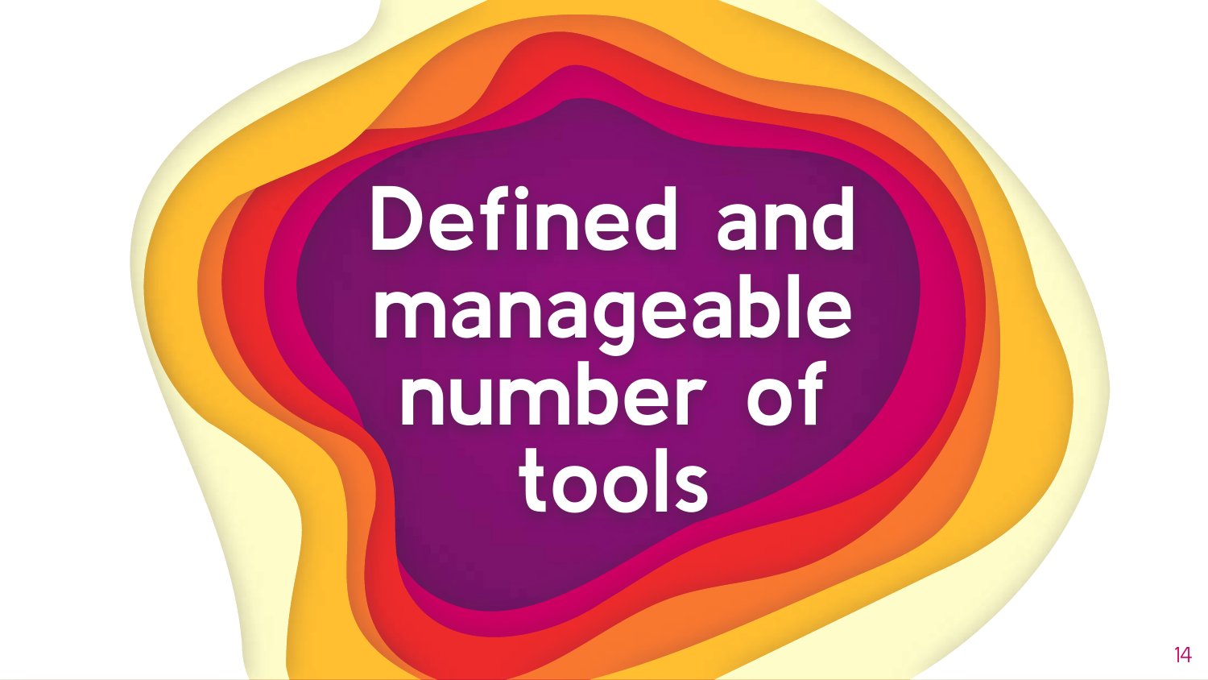# Defined and manageable number of tools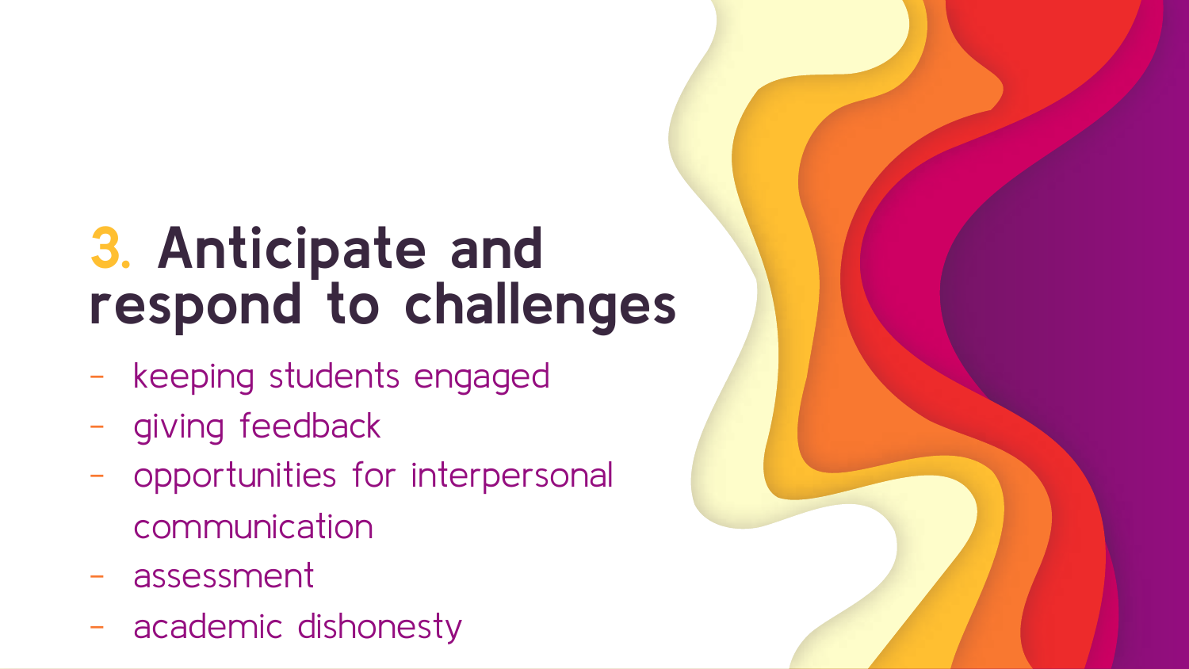# 3. Anticipate and respond to challenges

- keeping students engaged
- giving feedback
- opportunities for interpersonal communication
- assessment
- academic dishonesty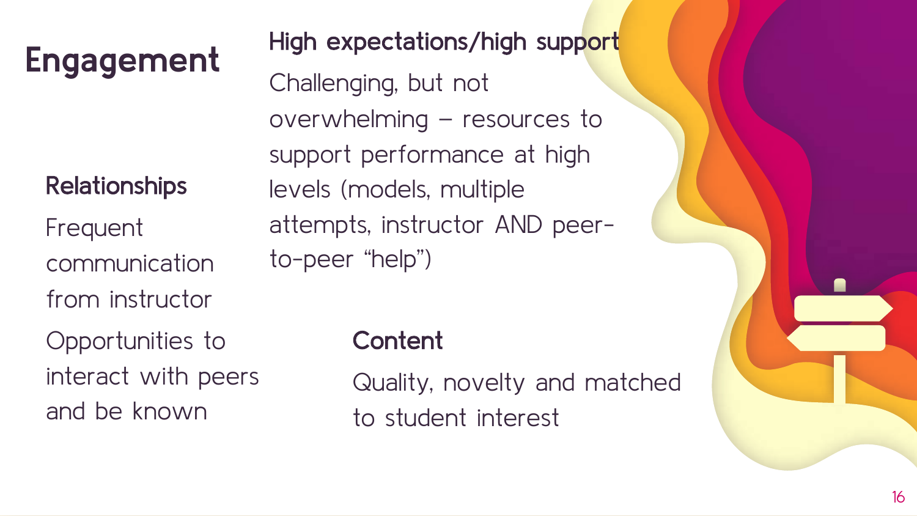# Engagement

### High expectations/high support

Challenging, but not overwhelming – resources to support performance at high levels (models, multiple attempts, instructor AND peer-to-peer "help")

### Relationships

Frequent communication from instructor

Opportunities to interact with peers and be known

### Content

Quality, novelty and matched to student interest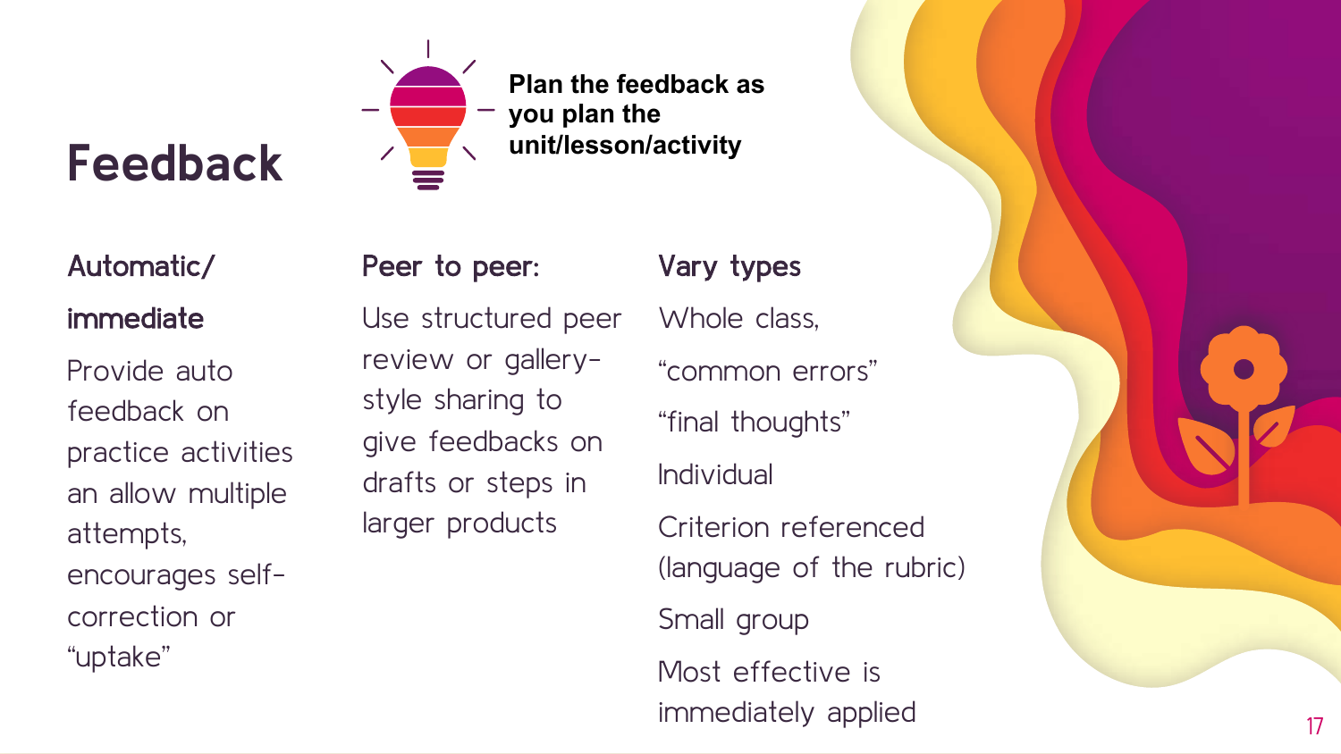# Feedback

**Plan the feedback as you plan the unit/lesson/activity**

### Automatic/ immediate

Provide auto feedback on practice activities an allow multiple attempts, encourages self-correction or "uptake"

### Peer to peer:

Use structured peer review or gallery-style sharing to give feedbacks on drafts or steps in larger products

### Vary types

Whole class, "common errors" "final thoughts"

Individual

Criterion referenced (language of the rubric)

Small group

Most effective is immediately applied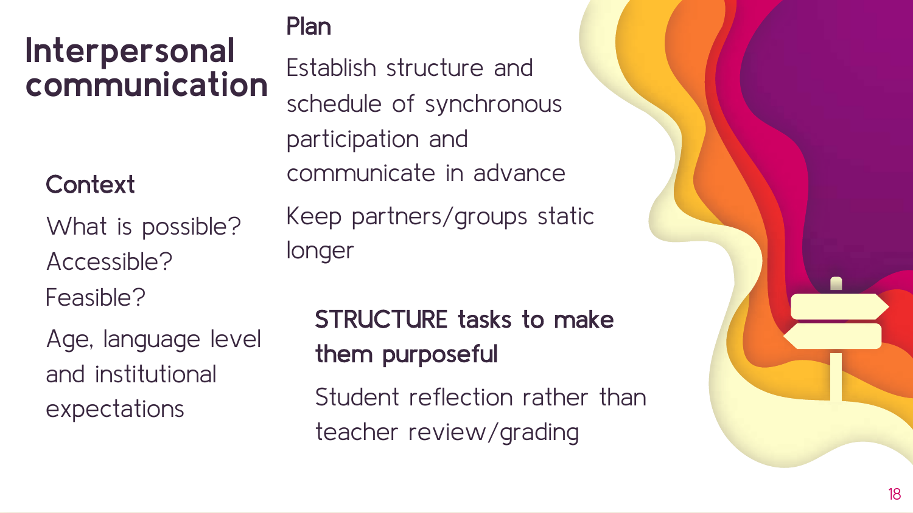# Interpersonal communication

## Context

What is possible? Accessible? Feasible?

Age, language level and institutional expectations

## Plan

Establish structure and schedule of synchronous participation and communicate in advance

Keep partners/groups static longer

### STRUCTURE tasks to make them purposeful

Student reflection rather than teacher review/grading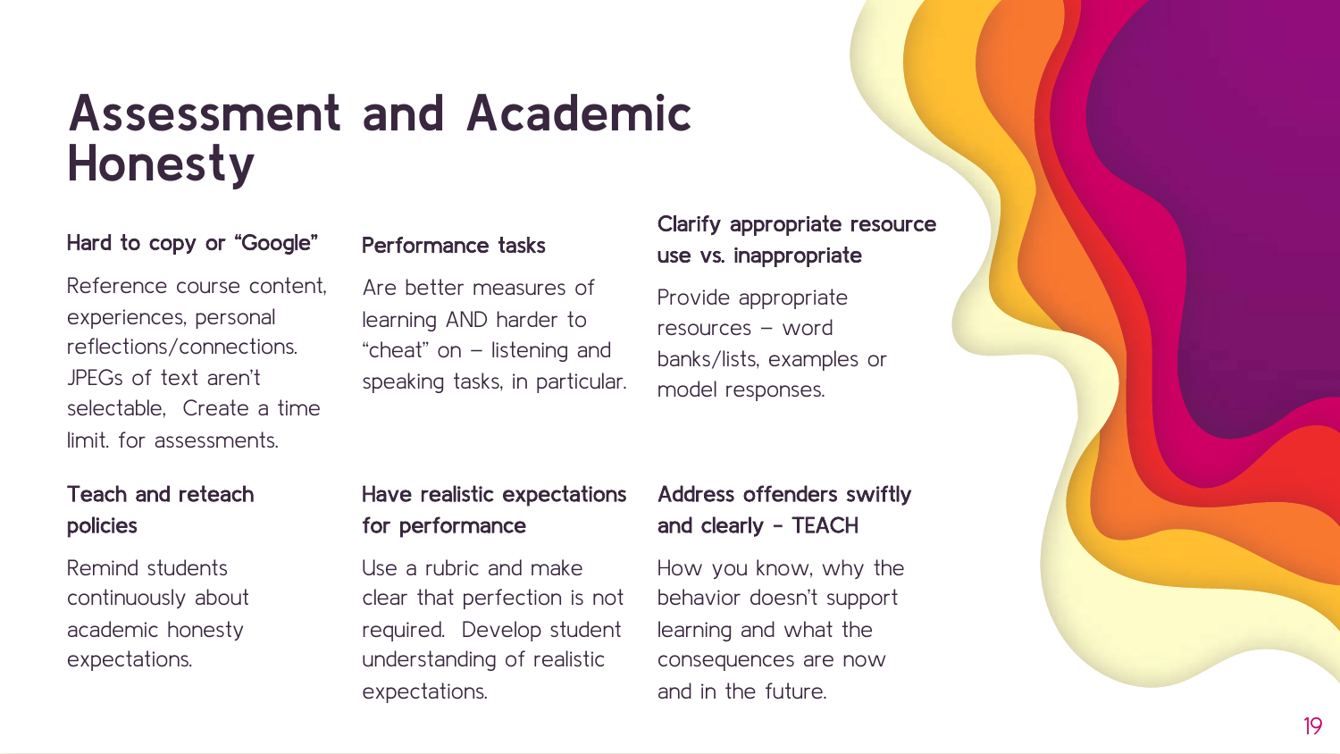# Assessment and Academic Honesty

### Hard to copy or "Google"

Reference course content, experiences, personal reflections/connections. JPEGs of text aren't selectable, Create a time limit. for assessments.

### Performance tasks

Are better measures of learning AND harder to "cheat" on – listening and speaking tasks, in particular.

### Clarify appropriate resource use vs. inappropriate

Provide appropriate resources – word banks/lists, examples or model responses.

### Teach and reteach policies

Remind students continuously about academic honesty expectations.

### Have realistic expectations for performance

Use a rubric and make clear that perfection is not required. Develop student understanding of realistic expectations.

### Address offenders swiftly and clearly - TEACH

How you know, why the behavior doesn't support learning and what the consequences are now and in the future.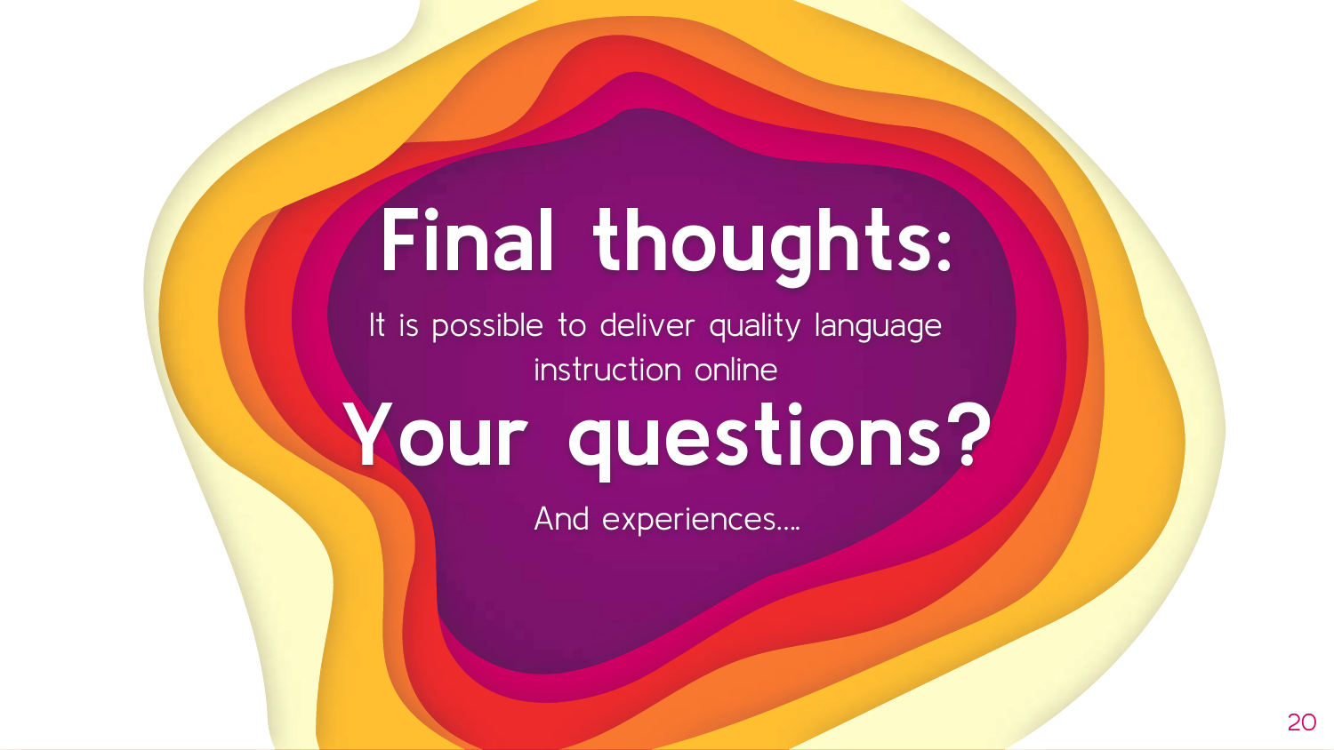# Final thoughts:

It is possible to deliver quality language instruction online

# Your questions?

And experiences….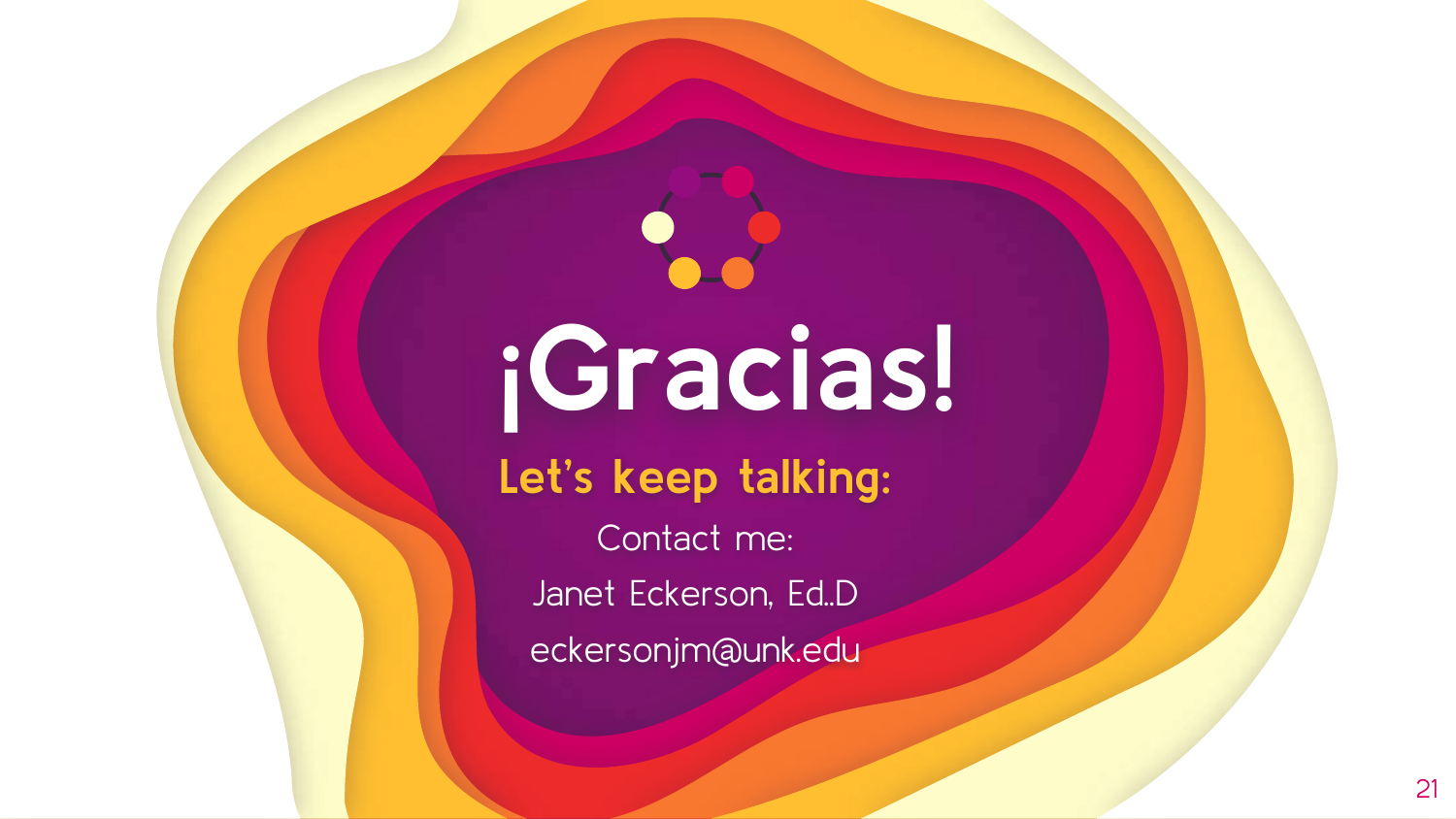# ¡Gracias!

**Let's keep talking:**

Contact me:

Janet Eckerson, Ed..D

eckersonjm@unk.edu